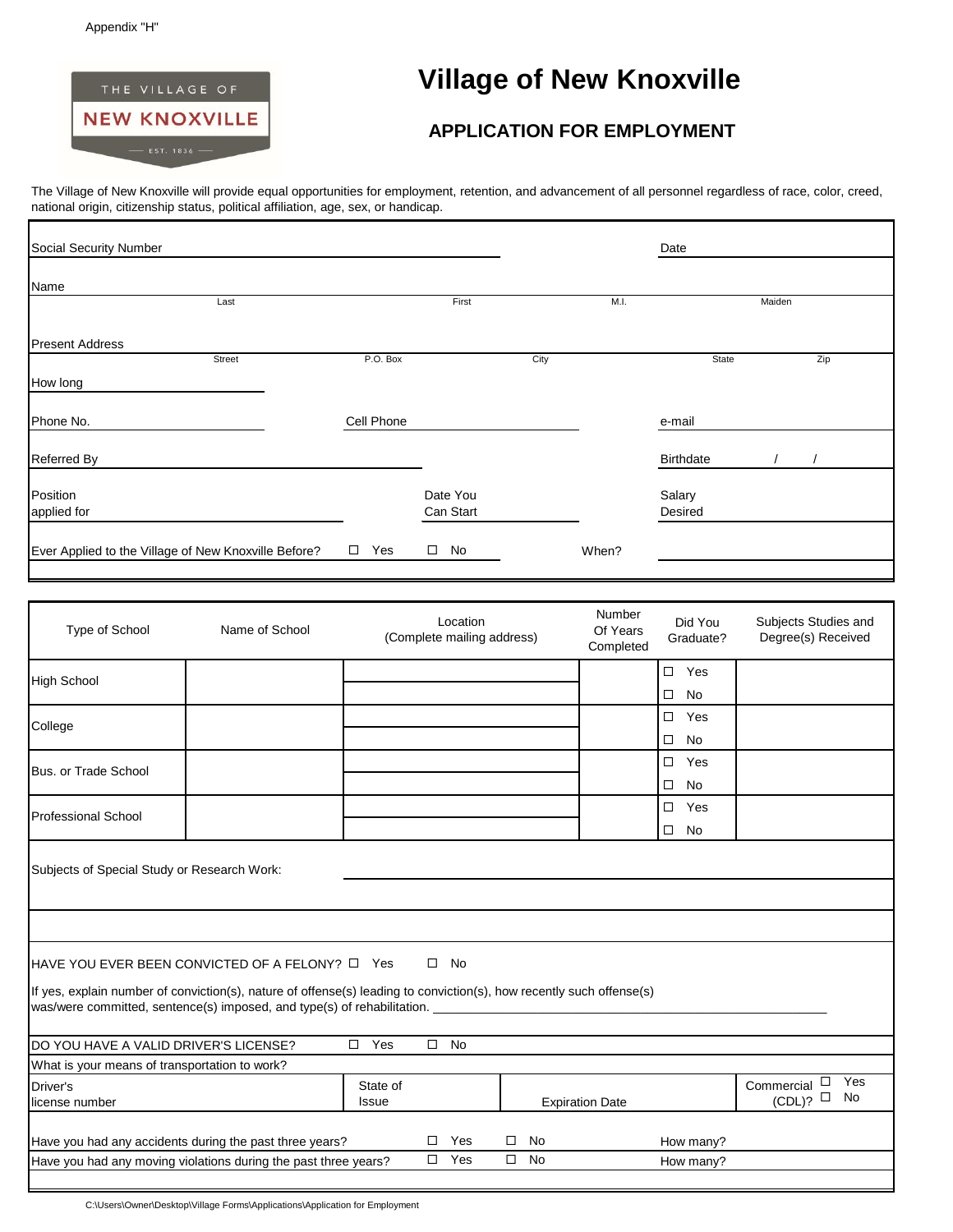Appendix "H"

THE VILLAGE OF NEW KNOXVILLE — EST. 1836

# Village of New Knoxville

## APPLICATION FOR EMPLOYMENT

The Village of New Knoxville will provide equal opportunities for employment, retention, and advancement of all personnel regardless of race, color, creed, national origin, citizenship status, political affiliation, age, sex, or handicap.

Social Security Number ______________________ Date ______________

Name ______________________________________________
Last | First | M.I. | Maiden

Present Address ______________________________________________
Street | P.O. Box | City | State | Zip

How long ______________

Phone No. ______________ Cell Phone ______________ e-mail ______________

Referred By ______________ Birthdate / /

Position applied for ______________ Date You Can Start ______________ Salary Desired ______________

Ever Applied to the Village of New Knoxville Before? ☐ Yes ☐ No When? ______________

| Type of School | Name of School | Location (Complete mailing address) | Number Of Years Completed | Did You Graduate? | Subjects Studies and Degree(s) Received |
|---|---|---|---|---|---|
| High School | | | | ☐ Yes ☐ No | |
| College | | | | ☐ Yes ☐ No | |
| Bus. or Trade School | | | | ☐ Yes ☐ No | |
| Professional School | | | | ☐ Yes ☐ No | |

Subjects of Special Study or Research Work: ______________________________

HAVE YOU EVER BEEN CONVICTED OF A FELONY? ☐ Yes ☐ No

If yes, explain number of conviction(s), nature of offense(s) leading to conviction(s), how recently such offense(s) was/were committed, sentence(s) imposed, and type(s) of rehabilitation. ______________________________

DO YOU HAVE A VALID DRIVER'S LICENSE? ☐ Yes ☐ No

What is your means of transportation to work?

Driver's license number ______________ State of Issue ______________ Expiration Date ______________ Commercial (CDL)? ☐ Yes ☐ No

Have you had any accidents during the past three years? ☐ Yes ☐ No How many?

Have you had any moving violations during the past three years? ☐ Yes ☐ No How many?

C:\Users\Owner\Desktop\Village Forms\Applications\Application for Employment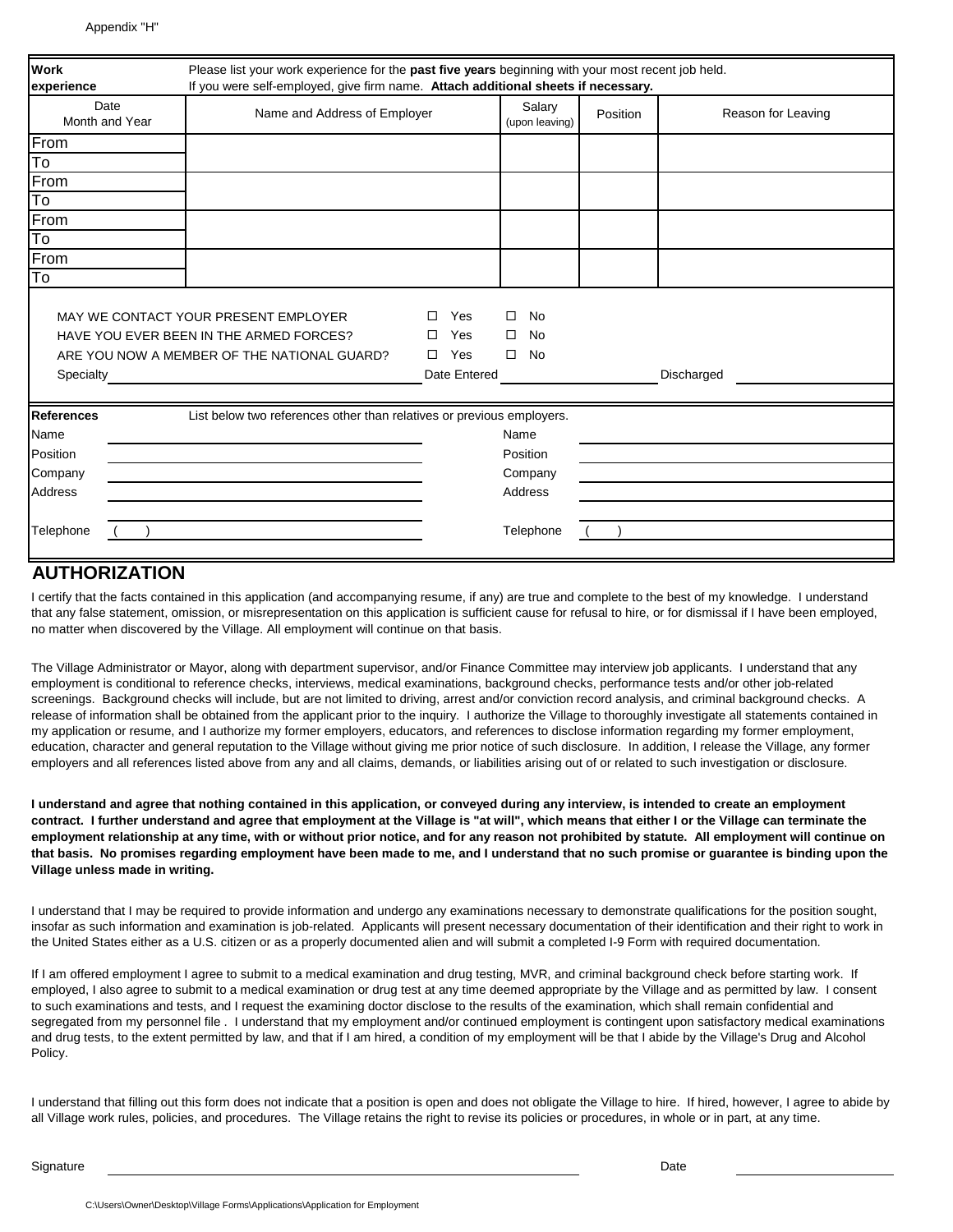Appendix "H"

| **Work experience** | Please list your work experience for the **past five years** beginning with your most recent job held. If you were self-employed, give firm name. **Attach additional sheets if necessary.** | | | |
|---|---|---|---|---|
| Date Month and Year | Name and Address of Employer | Salary (upon leaving) | Position | Reason for Leaving |
| From | | | | |
| To | | | | |
| From | | | | |
| To | | | | |
| From | | | | |
| To | | | | |
| From | | | | |
| To | | | | |

MAY WE CONTACT YOUR PRESENT EMPLOYER ☐ Yes ☐ No

HAVE YOU EVER BEEN IN THE ARMED FORCES? ☐ Yes ☐ No

ARE YOU NOW A MEMBER OF THE NATIONAL GUARD? ☐ Yes ☐ No

Specialty ______________________ Date Entered ______________________ Discharged ______________________

**References** List below two references other than relatives or previous employers.

| | | | |
|---|---|---|---|
| Name | | Name | |
| Position | | Position | |
| Company | | Company | |
| Address | | Address | |
| | | | |
| Telephone | ( ) | Telephone | ( ) |

## AUTHORIZATION

I certify that the facts contained in this application (and accompanying resume, if any) are true and complete to the best of my knowledge. I understand that any false statement, omission, or misrepresentation on this application is sufficient cause for refusal to hire, or for dismissal if I have been employed, no matter when discovered by the Village. All employment will continue on that basis.

The Village Administrator or Mayor, along with department supervisor, and/or Finance Committee may interview job applicants. I understand that any employment is conditional to reference checks, interviews, medical examinations, background checks, performance tests and/or other job-related screenings. Background checks will include, but are not limited to driving, arrest and/or conviction record analysis, and criminal background checks. A release of information shall be obtained from the applicant prior to the inquiry. I authorize the Village to thoroughly investigate all statements contained in my application or resume, and I authorize my former employers, educators, and references to disclose information regarding my former employment, education, character and general reputation to the Village without giving me prior notice of such disclosure. In addition, I release the Village, any former employers and all references listed above from any and all claims, demands, or liabilities arising out of or related to such investigation or disclosure.

**I understand and agree that nothing contained in this application, or conveyed during any interview, is intended to create an employment contract. I further understand and agree that employment at the Village is "at will", which means that either I or the Village can terminate the employment relationship at any time, with or without prior notice, and for any reason not prohibited by statute. All employment will continue on that basis. No promises regarding employment have been made to me, and I understand that no such promise or guarantee is binding upon the Village unless made in writing.**

I understand that I may be required to provide information and undergo any examinations necessary to demonstrate qualifications for the position sought, insofar as such information and examination is job-related. Applicants will present necessary documentation of their identification and their right to work in the United States either as a U.S. citizen or as a properly documented alien and will submit a completed I-9 Form with required documentation.

If I am offered employment I agree to submit to a medical examination and drug testing, MVR, and criminal background check before starting work. If employed, I also agree to submit to a medical examination or drug test at any time deemed appropriate by the Village and as permitted by law. I consent to such examinations and tests, and I request the examining doctor disclose to the results of the examination, which shall remain confidential and segregated from my personnel file . I understand that my employment and/or continued employment is contingent upon satisfactory medical examinations and drug tests, to the extent permitted by law, and that if I am hired, a condition of my employment will be that I abide by the Village's Drug and Alcohol Policy.

I understand that filling out this form does not indicate that a position is open and does not obligate the Village to hire. If hired, however, I agree to abide by all Village work rules, policies, and procedures. The Village retains the right to revise its policies or procedures, in whole or in part, at any time.

Signature ______________________________________ Date ____________________

C:\Users\Owner\Desktop\Village Forms\Applications\Application for Employment